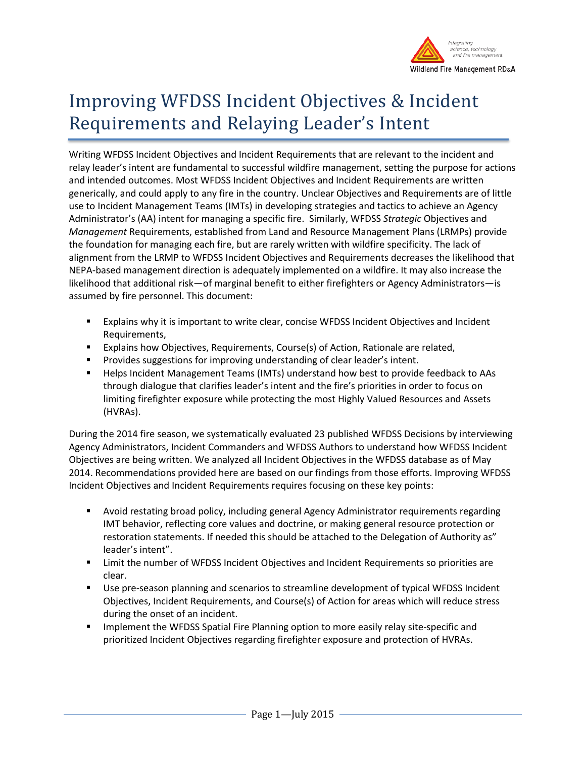# Improving WFDSS Incident Objectives & Incident Requirements and Relaying Leader's Intent

Writing WFDSS Incident Objectives and Incident Requirements that are relevant to the incident and relay leader's intent are fundamental to successful wildfire management, setting the purpose for actions and intended outcomes. Most WFDSS Incident Objectives and Incident Requirements are written generically, and could apply to any fire in the country. Unclear Objectives and Requirements are of little use to Incident Management Teams (IMTs) in developing strategies and tactics to achieve an Agency Administrator's (AA) intent for managing a specific fire. Similarly, WFDSS *Strategic* Objectives and *Management* Requirements, established from Land and Resource Management Plans (LRMPs) provide the foundation for managing each fire, but are rarely written with wildfire specificity. The lack of alignment from the LRMP to WFDSS Incident Objectives and Requirements decreases the likelihood that NEPA-based management direction is adequately implemented on a wildfire. It may also increase the likelihood that additional risk—of marginal benefit to either firefighters or Agency Administrators—is assumed by fire personnel. This document:

- Explains why it is important to write clear, concise WFDSS Incident Objectives and Incident Requirements,
- Explains how Objectives, Requirements, Course(s) of Action, Rationale are related,
- Provides suggestions for improving understanding of clear leader's intent.
- Helps Incident Management Teams (IMTs) understand how best to provide feedback to AAs through dialogue that clarifies leader's intent and the fire's priorities in order to focus on limiting firefighter exposure while protecting the most Highly Valued Resources and Assets (HVRAs).

During the 2014 fire season, we systematically evaluated 23 published WFDSS Decisions by interviewing Agency Administrators, Incident Commanders and WFDSS Authors to understand how WFDSS Incident Objectives are being written. We analyzed all Incident Objectives in the WFDSS database as of May 2014. Recommendations provided here are based on our findings from those efforts. Improving WFDSS Incident Objectives and Incident Requirements requires focusing on these key points:

- Avoid restating broad policy, including general Agency Administrator requirements regarding IMT behavior, reflecting core values and doctrine, or making general resource protection or restoration statements. If needed this should be attached to the Delegation of Authority as" leader's intent".
- Limit the number of WFDSS Incident Objectives and Incident Requirements so priorities are clear.
- Use pre-season planning and scenarios to streamline development of typical WFDSS Incident Objectives, Incident Requirements, and Course(s) of Action for areas which will reduce stress during the onset of an incident.
- Implement the WFDSS Spatial Fire Planning option to more easily relay site-specific and prioritized Incident Objectives regarding firefighter exposure and protection of HVRAs.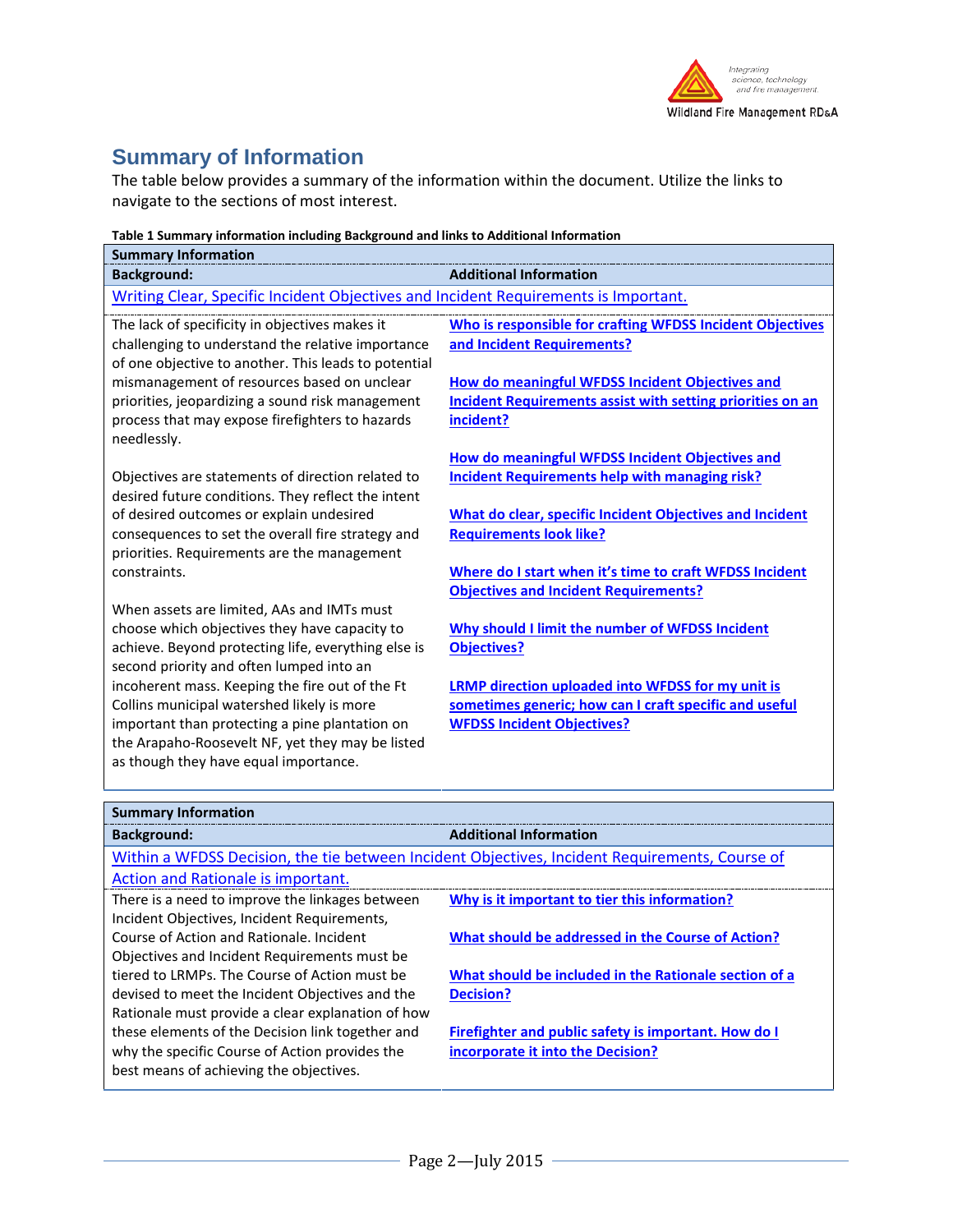## Summary of Information

The table below provides a summary of the information within the document. Utilize the links to navigate to the sections of most interest.

**Table 1 Summary information including Background and links to Additional Information**

| **Summary Information** | |
|---|---|
| **Background:** | **Additional Information** |
| Writing Clear, Specific Incident Objectives and Incident Requirements is Important. | |
| The lack of specificity in objectives makes it challenging to understand the relative importance of one objective to another. This leads to potential mismanagement of resources based on unclear priorities, jeopardizing a sound risk management process that may expose firefighters to hazards needlessly.<br><br>Objectives are statements of direction related to desired future conditions. They reflect the intent of desired outcomes or explain undesired consequences to set the overall fire strategy and priorities. Requirements are the management constraints.<br><br>When assets are limited, AAs and IMTs must choose which objectives they have capacity to achieve. Beyond protecting life, everything else is second priority and often lumped into an incoherent mass. Keeping the fire out of the Ft Collins municipal watershed likely is more important than protecting a pine plantation on the Arapaho-Roosevelt NF, yet they may be listed as though they have equal importance. | **Who is responsible for crafting WFDSS Incident Objectives and Incident Requirements?**<br><br>**How do meaningful WFDSS Incident Objectives and Incident Requirements assist with setting priorities on an incident?**<br><br>**How do meaningful WFDSS Incident Objectives and Incident Requirements help with managing risk?**<br><br>**What do clear, specific Incident Objectives and Incident Requirements look like?**<br><br>**Where do I start when it's time to craft WFDSS Incident Objectives and Incident Requirements?**<br><br>**Why should I limit the number of WFDSS Incident Objectives?**<br><br>**LRMP direction uploaded into WFDSS for my unit is sometimes generic; how can I craft specific and useful WFDSS Incident Objectives?** |

| **Summary Information** | |
|---|---|
| **Background:** | **Additional Information** |
| Within a WFDSS Decision, the tie between Incident Objectives, Incident Requirements, Course of Action and Rationale is important. | |
| There is a need to improve the linkages between Incident Objectives, Incident Requirements, Course of Action and Rationale. Incident Objectives and Incident Requirements must be tiered to LRMPs. The Course of Action must be devised to meet the Incident Objectives and the Rationale must provide a clear explanation of how these elements of the Decision link together and why the specific Course of Action provides the best means of achieving the objectives. | **Why is it important to tier this information?**<br><br>**What should be addressed in the Course of Action?**<br><br>**What should be included in the Rationale section of a Decision?**<br><br>**Firefighter and public safety is important. How do I incorporate it into the Decision?** |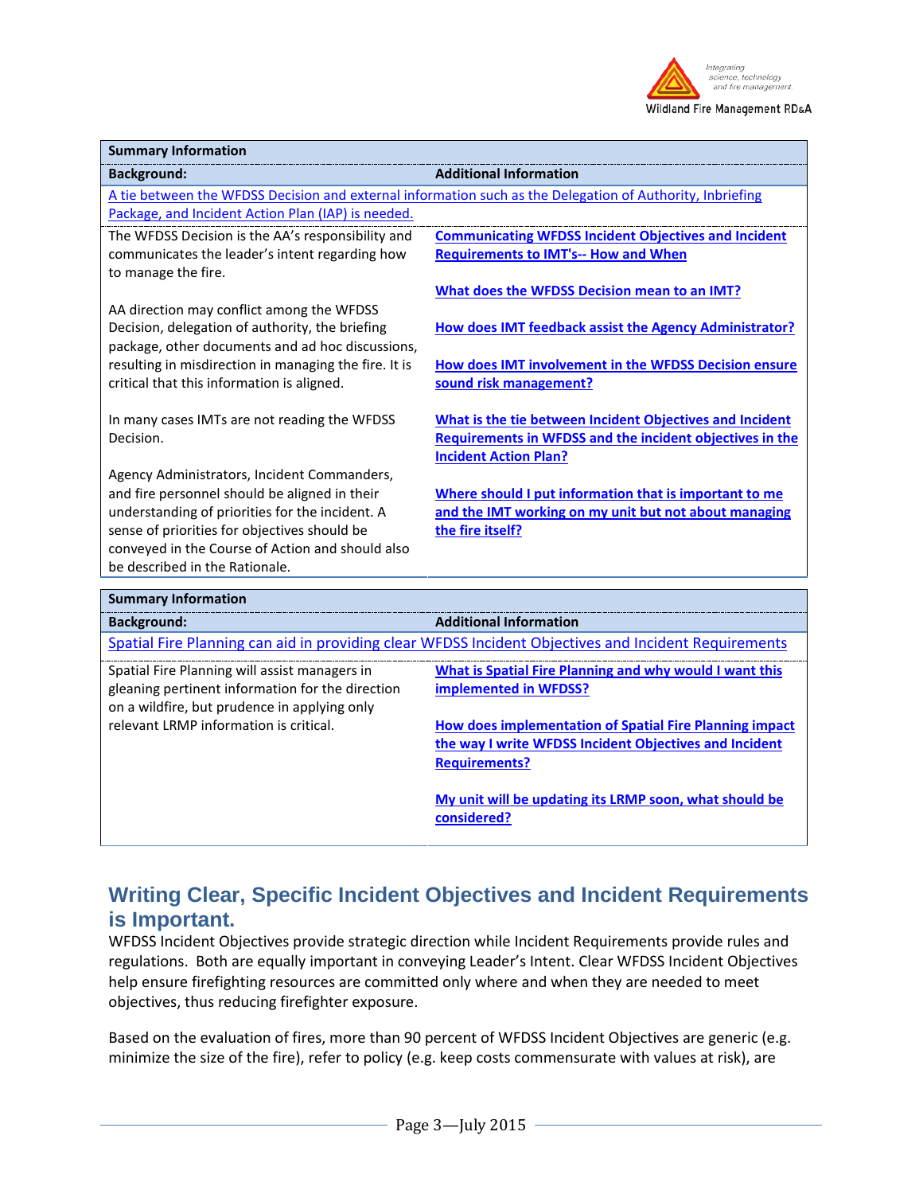| Summary Information | |
|---|---|
| **Background:** | **Additional Information** |
| A tie between the WFDSS Decision and external information such as the Delegation of Authority, Inbriefing Package, and Incident Action Plan (IAP) is needed. | |
| The WFDSS Decision is the AA's responsibility and communicates the leader's intent regarding how to manage the fire.<br><br>AA direction may conflict among the WFDSS Decision, delegation of authority, the briefing package, other documents and ad hoc discussions, resulting in misdirection in managing the fire. It is critical that this information is aligned.<br><br>In many cases IMTs are not reading the WFDSS Decision.<br><br>Agency Administrators, Incident Commanders, and fire personnel should be aligned in their understanding of priorities for the incident. A sense of priorities for objectives should be conveyed in the Course of Action and should also be described in the Rationale. | **Communicating WFDSS Incident Objectives and Incident Requirements to IMT's-- How and When**<br><br>**What does the WFDSS Decision mean to an IMT?**<br><br>**How does IMT feedback assist the Agency Administrator?**<br><br>**How does IMT involvement in the WFDSS Decision ensure sound risk management?**<br><br>**What is the tie between Incident Objectives and Incident Requirements in WFDSS and the incident objectives in the Incident Action Plan?**<br><br>**Where should I put information that is important to me and the IMT working on my unit but not about managing the fire itself?** |

| Summary Information | |
|---|---|
| **Background:** | **Additional Information** |
| Spatial Fire Planning can aid in providing clear WFDSS Incident Objectives and Incident Requirements | |
| Spatial Fire Planning will assist managers in gleaning pertinent information for the direction on a wildfire, but prudence in applying only relevant LRMP information is critical. | **What is Spatial Fire Planning and why would I want this implemented in WFDSS?**<br><br>**How does implementation of Spatial Fire Planning impact the way I write WFDSS Incident Objectives and Incident Requirements?**<br><br>**My unit will be updating its LRMP soon, what should be considered?** |

## Writing Clear, Specific Incident Objectives and Incident Requirements is Important.

WFDSS Incident Objectives provide strategic direction while Incident Requirements provide rules and regulations. Both are equally important in conveying Leader's Intent. Clear WFDSS Incident Objectives help ensure firefighting resources are committed only where and when they are needed to meet objectives, thus reducing firefighter exposure.

Based on the evaluation of fires, more than 90 percent of WFDSS Incident Objectives are generic (e.g. minimize the size of the fire), refer to policy (e.g. keep costs commensurate with values at risk), are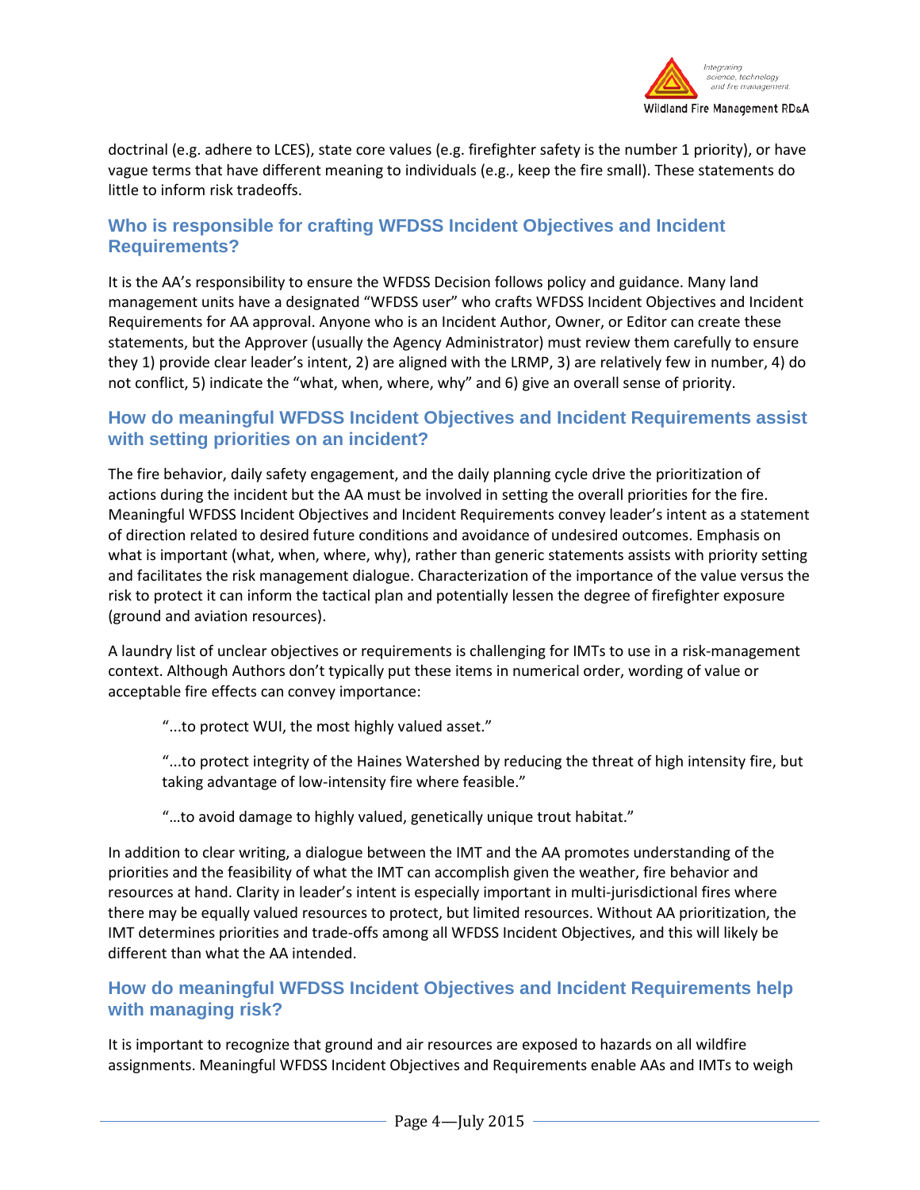doctrinal (e.g. adhere to LCES), state core values (e.g. firefighter safety is the number 1 priority), or have vague terms that have different meaning to individuals (e.g., keep the fire small). These statements do little to inform risk tradeoffs.

## Who is responsible for crafting WFDSS Incident Objectives and Incident Requirements?

It is the AA's responsibility to ensure the WFDSS Decision follows policy and guidance. Many land management units have a designated "WFDSS user" who crafts WFDSS Incident Objectives and Incident Requirements for AA approval. Anyone who is an Incident Author, Owner, or Editor can create these statements, but the Approver (usually the Agency Administrator) must review them carefully to ensure they 1) provide clear leader's intent, 2) are aligned with the LRMP, 3) are relatively few in number, 4) do not conflict, 5) indicate the "what, when, where, why" and 6) give an overall sense of priority.

## How do meaningful WFDSS Incident Objectives and Incident Requirements assist with setting priorities on an incident?

The fire behavior, daily safety engagement, and the daily planning cycle drive the prioritization of actions during the incident but the AA must be involved in setting the overall priorities for the fire. Meaningful WFDSS Incident Objectives and Incident Requirements convey leader's intent as a statement of direction related to desired future conditions and avoidance of undesired outcomes. Emphasis on what is important (what, when, where, why), rather than generic statements assists with priority setting and facilitates the risk management dialogue. Characterization of the importance of the value versus the risk to protect it can inform the tactical plan and potentially lessen the degree of firefighter exposure (ground and aviation resources).

A laundry list of unclear objectives or requirements is challenging for IMTs to use in a risk-management context. Although Authors don't typically put these items in numerical order, wording of value or acceptable fire effects can convey importance:

> "...to protect WUI, the most highly valued asset."
>
> "...to protect integrity of the Haines Watershed by reducing the threat of high intensity fire, but taking advantage of low-intensity fire where feasible."
>
> "…to avoid damage to highly valued, genetically unique trout habitat."

In addition to clear writing, a dialogue between the IMT and the AA promotes understanding of the priorities and the feasibility of what the IMT can accomplish given the weather, fire behavior and resources at hand. Clarity in leader's intent is especially important in multi-jurisdictional fires where there may be equally valued resources to protect, but limited resources. Without AA prioritization, the IMT determines priorities and trade-offs among all WFDSS Incident Objectives, and this will likely be different than what the AA intended.

## How do meaningful WFDSS Incident Objectives and Incident Requirements help with managing risk?

It is important to recognize that ground and air resources are exposed to hazards on all wildfire assignments. Meaningful WFDSS Incident Objectives and Requirements enable AAs and IMTs to weigh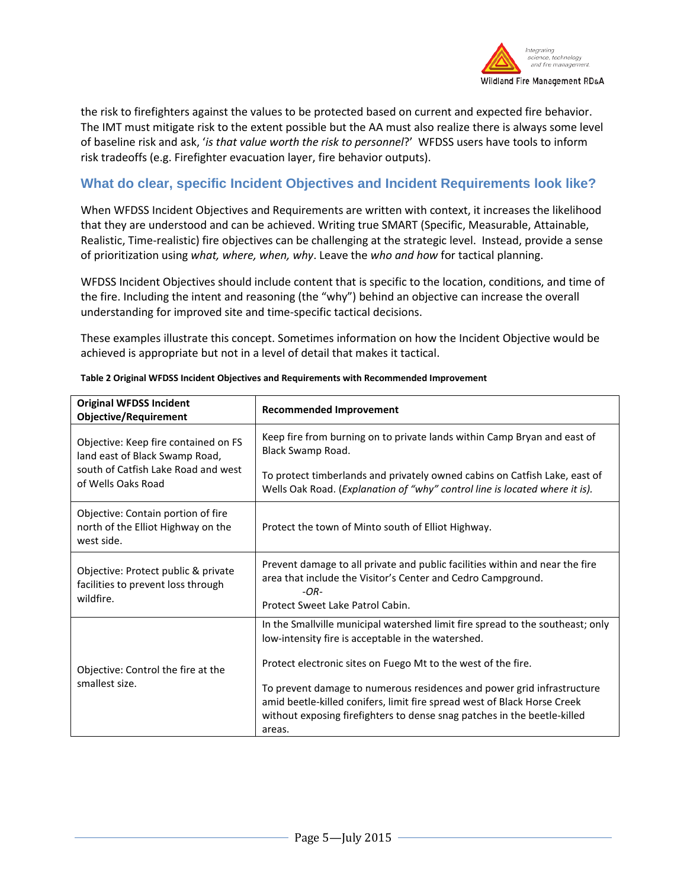the risk to firefighters against the values to be protected based on current and expected fire behavior. The IMT must mitigate risk to the extent possible but the AA must also realize there is always some level of baseline risk and ask, '*is that value worth the risk to personnel*?' WFDSS users have tools to inform risk tradeoffs (e.g. Firefighter evacuation layer, fire behavior outputs).

## What do clear, specific Incident Objectives and Incident Requirements look like?

When WFDSS Incident Objectives and Requirements are written with context, it increases the likelihood that they are understood and can be achieved. Writing true SMART (Specific, Measurable, Attainable, Realistic, Time-realistic) fire objectives can be challenging at the strategic level. Instead, provide a sense of prioritization using *what, where, when, why*. Leave the *who and how* for tactical planning.

WFDSS Incident Objectives should include content that is specific to the location, conditions, and time of the fire. Including the intent and reasoning (the "why") behind an objective can increase the overall understanding for improved site and time-specific tactical decisions.

These examples illustrate this concept. Sometimes information on how the Incident Objective would be achieved is appropriate but not in a level of detail that makes it tactical.

**Table 2 Original WFDSS Incident Objectives and Requirements with Recommended Improvement**

| **Original WFDSS Incident Objective/Requirement** | **Recommended Improvement** |
|---|---|
| Objective: Keep fire contained on FS land east of Black Swamp Road, south of Catfish Lake Road and west of Wells Oaks Road | Keep fire from burning on to private lands within Camp Bryan and east of Black Swamp Road.<br><br>To protect timberlands and privately owned cabins on Catfish Lake, east of Wells Oak Road. (*Explanation of "why" control line is located where it is).* |
| Objective: Contain portion of fire north of the Elliot Highway on the west side. | Protect the town of Minto south of Elliot Highway. |
| Objective: Protect public & private facilities to prevent loss through wildfire. | Prevent damage to all private and public facilities within and near the fire area that include the Visitor's Center and Cedro Campground.<br>*-OR-*<br>Protect Sweet Lake Patrol Cabin. |
| Objective: Control the fire at the smallest size. | In the Smallville municipal watershed limit fire spread to the southeast; only low-intensity fire is acceptable in the watershed.<br><br>Protect electronic sites on Fuego Mt to the west of the fire.<br><br>To prevent damage to numerous residences and power grid infrastructure amid beetle-killed conifers, limit fire spread west of Black Horse Creek without exposing firefighters to dense snag patches in the beetle-killed areas. |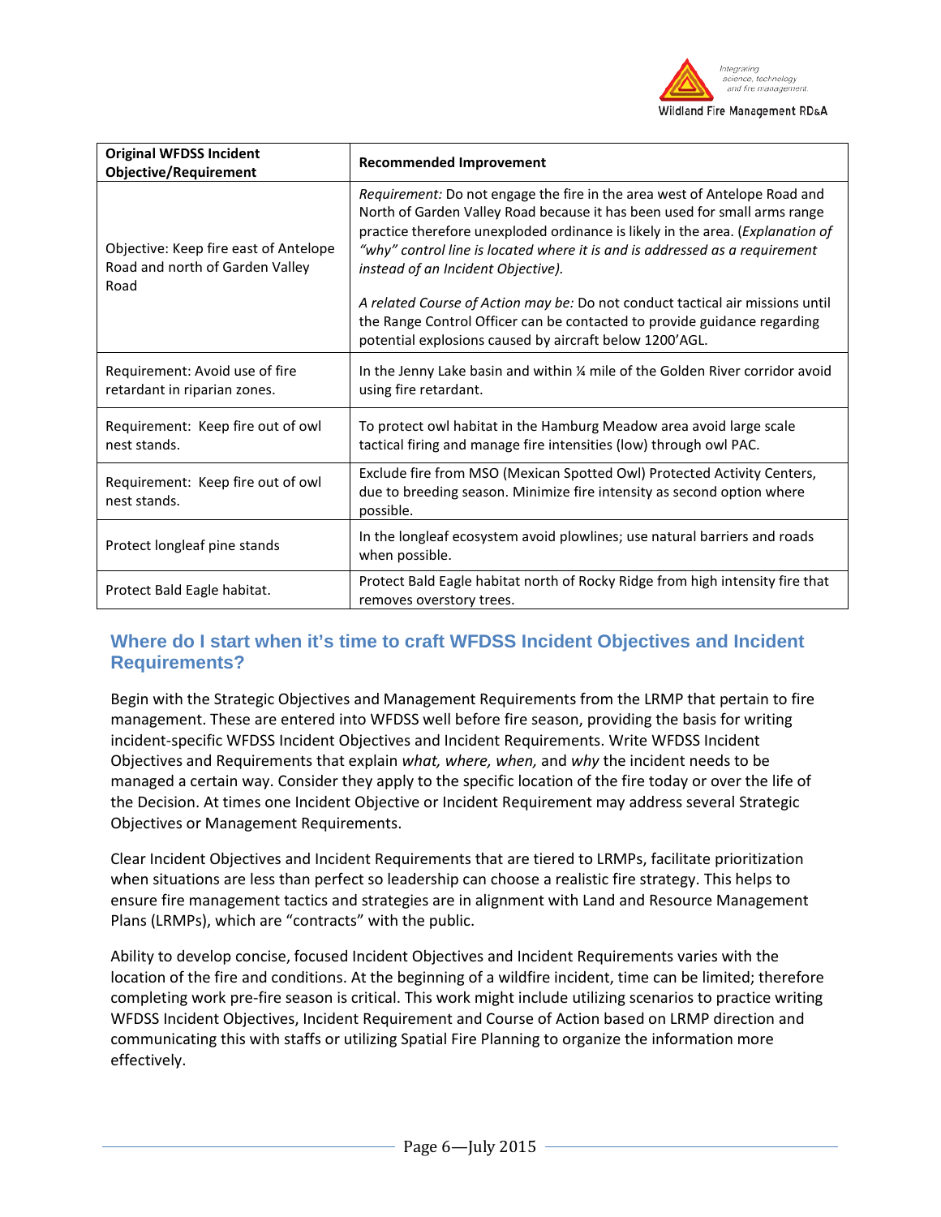| Original WFDSS Incident Objective/Requirement | Recommended Improvement |
|---|---|
| Objective: Keep fire east of Antelope Road and north of Garden Valley Road | *Requirement:* Do not engage the fire in the area west of Antelope Road and North of Garden Valley Road because it has been used for small arms range practice therefore unexploded ordinance is likely in the area. (*Explanation of "why" control line is located where it is and is addressed as a requirement instead of an Incident Objective).*<br><br>*A related Course of Action may be:* Do not conduct tactical air missions until the Range Control Officer can be contacted to provide guidance regarding potential explosions caused by aircraft below 1200'AGL. |
| Requirement: Avoid use of fire retardant in riparian zones. | In the Jenny Lake basin and within ¼ mile of the Golden River corridor avoid using fire retardant. |
| Requirement: Keep fire out of owl nest stands. | To protect owl habitat in the Hamburg Meadow area avoid large scale tactical firing and manage fire intensities (low) through owl PAC. |
| Requirement: Keep fire out of owl nest stands. | Exclude fire from MSO (Mexican Spotted Owl) Protected Activity Centers, due to breeding season. Minimize fire intensity as second option where possible. |
| Protect longleaf pine stands | In the longleaf ecosystem avoid plowlines; use natural barriers and roads when possible. |
| Protect Bald Eagle habitat. | Protect Bald Eagle habitat north of Rocky Ridge from high intensity fire that removes overstory trees. |

## Where do I start when it's time to craft WFDSS Incident Objectives and Incident Requirements?

Begin with the Strategic Objectives and Management Requirements from the LRMP that pertain to fire management. These are entered into WFDSS well before fire season, providing the basis for writing incident-specific WFDSS Incident Objectives and Incident Requirements. Write WFDSS Incident Objectives and Requirements that explain *what, where, when,* and *why* the incident needs to be managed a certain way. Consider they apply to the specific location of the fire today or over the life of the Decision. At times one Incident Objective or Incident Requirement may address several Strategic Objectives or Management Requirements.

Clear Incident Objectives and Incident Requirements that are tiered to LRMPs, facilitate prioritization when situations are less than perfect so leadership can choose a realistic fire strategy. This helps to ensure fire management tactics and strategies are in alignment with Land and Resource Management Plans (LRMPs), which are "contracts" with the public.

Ability to develop concise, focused Incident Objectives and Incident Requirements varies with the location of the fire and conditions. At the beginning of a wildfire incident, time can be limited; therefore completing work pre-fire season is critical. This work might include utilizing scenarios to practice writing WFDSS Incident Objectives, Incident Requirement and Course of Action based on LRMP direction and communicating this with staffs or utilizing Spatial Fire Planning to organize the information more effectively.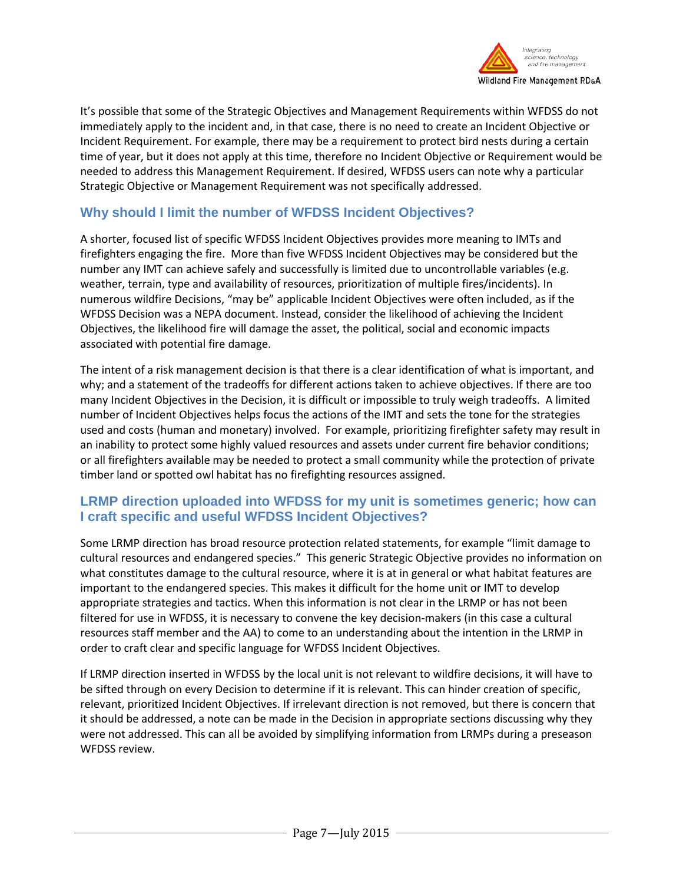It's possible that some of the Strategic Objectives and Management Requirements within WFDSS do not immediately apply to the incident and, in that case, there is no need to create an Incident Objective or Incident Requirement. For example, there may be a requirement to protect bird nests during a certain time of year, but it does not apply at this time, therefore no Incident Objective or Requirement would be needed to address this Management Requirement. If desired, WFDSS users can note why a particular Strategic Objective or Management Requirement was not specifically addressed.

## Why should I limit the number of WFDSS Incident Objectives?

A shorter, focused list of specific WFDSS Incident Objectives provides more meaning to IMTs and firefighters engaging the fire. More than five WFDSS Incident Objectives may be considered but the number any IMT can achieve safely and successfully is limited due to uncontrollable variables (e.g. weather, terrain, type and availability of resources, prioritization of multiple fires/incidents). In numerous wildfire Decisions, "may be" applicable Incident Objectives were often included, as if the WFDSS Decision was a NEPA document. Instead, consider the likelihood of achieving the Incident Objectives, the likelihood fire will damage the asset, the political, social and economic impacts associated with potential fire damage.

The intent of a risk management decision is that there is a clear identification of what is important, and why; and a statement of the tradeoffs for different actions taken to achieve objectives. If there are too many Incident Objectives in the Decision, it is difficult or impossible to truly weigh tradeoffs. A limited number of Incident Objectives helps focus the actions of the IMT and sets the tone for the strategies used and costs (human and monetary) involved. For example, prioritizing firefighter safety may result in an inability to protect some highly valued resources and assets under current fire behavior conditions; or all firefighters available may be needed to protect a small community while the protection of private timber land or spotted owl habitat has no firefighting resources assigned.

## LRMP direction uploaded into WFDSS for my unit is sometimes generic; how can I craft specific and useful WFDSS Incident Objectives?

Some LRMP direction has broad resource protection related statements, for example "limit damage to cultural resources and endangered species." This generic Strategic Objective provides no information on what constitutes damage to the cultural resource, where it is at in general or what habitat features are important to the endangered species. This makes it difficult for the home unit or IMT to develop appropriate strategies and tactics. When this information is not clear in the LRMP or has not been filtered for use in WFDSS, it is necessary to convene the key decision-makers (in this case a cultural resources staff member and the AA) to come to an understanding about the intention in the LRMP in order to craft clear and specific language for WFDSS Incident Objectives.

If LRMP direction inserted in WFDSS by the local unit is not relevant to wildfire decisions, it will have to be sifted through on every Decision to determine if it is relevant. This can hinder creation of specific, relevant, prioritized Incident Objectives. If irrelevant direction is not removed, but there is concern that it should be addressed, a note can be made in the Decision in appropriate sections discussing why they were not addressed. This can all be avoided by simplifying information from LRMPs during a preseason WFDSS review.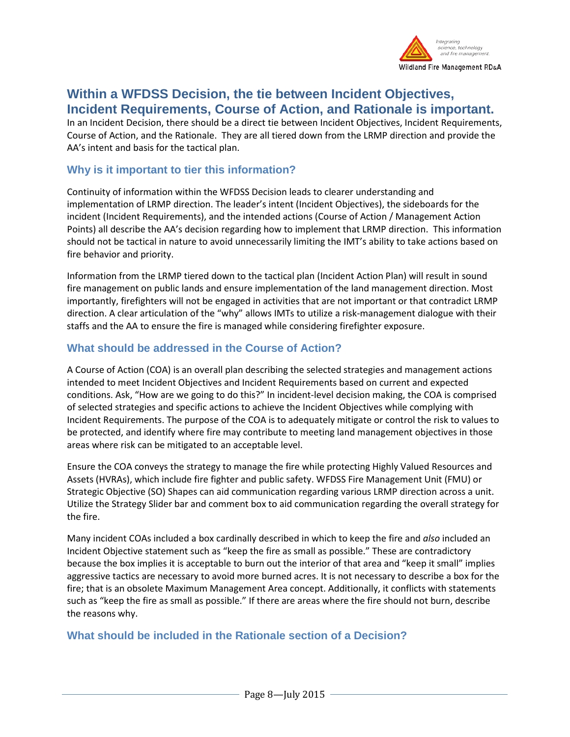## Within a WFDSS Decision, the tie between Incident Objectives, Incident Requirements, Course of Action, and Rationale is important.

In an Incident Decision, there should be a direct tie between Incident Objectives, Incident Requirements, Course of Action, and the Rationale. They are all tiered down from the LRMP direction and provide the AA's intent and basis for the tactical plan.

### Why is it important to tier this information?

Continuity of information within the WFDSS Decision leads to clearer understanding and implementation of LRMP direction. The leader's intent (Incident Objectives), the sideboards for the incident (Incident Requirements), and the intended actions (Course of Action / Management Action Points) all describe the AA's decision regarding how to implement that LRMP direction. This information should not be tactical in nature to avoid unnecessarily limiting the IMT's ability to take actions based on fire behavior and priority.

Information from the LRMP tiered down to the tactical plan (Incident Action Plan) will result in sound fire management on public lands and ensure implementation of the land management direction. Most importantly, firefighters will not be engaged in activities that are not important or that contradict LRMP direction. A clear articulation of the "why" allows IMTs to utilize a risk-management dialogue with their staffs and the AA to ensure the fire is managed while considering firefighter exposure.

### What should be addressed in the Course of Action?

A Course of Action (COA) is an overall plan describing the selected strategies and management actions intended to meet Incident Objectives and Incident Requirements based on current and expected conditions. Ask, "How are we going to do this?" In incident-level decision making, the COA is comprised of selected strategies and specific actions to achieve the Incident Objectives while complying with Incident Requirements. The purpose of the COA is to adequately mitigate or control the risk to values to be protected, and identify where fire may contribute to meeting land management objectives in those areas where risk can be mitigated to an acceptable level.

Ensure the COA conveys the strategy to manage the fire while protecting Highly Valued Resources and Assets (HVRAs), which include fire fighter and public safety. WFDSS Fire Management Unit (FMU) or Strategic Objective (SO) Shapes can aid communication regarding various LRMP direction across a unit. Utilize the Strategy Slider bar and comment box to aid communication regarding the overall strategy for the fire.

Many incident COAs included a box cardinally described in which to keep the fire and *also* included an Incident Objective statement such as "keep the fire as small as possible." These are contradictory because the box implies it is acceptable to burn out the interior of that area and "keep it small" implies aggressive tactics are necessary to avoid more burned acres. It is not necessary to describe a box for the fire; that is an obsolete Maximum Management Area concept. Additionally, it conflicts with statements such as "keep the fire as small as possible." If there are areas where the fire should not burn, describe the reasons why.

### What should be included in the Rationale section of a Decision?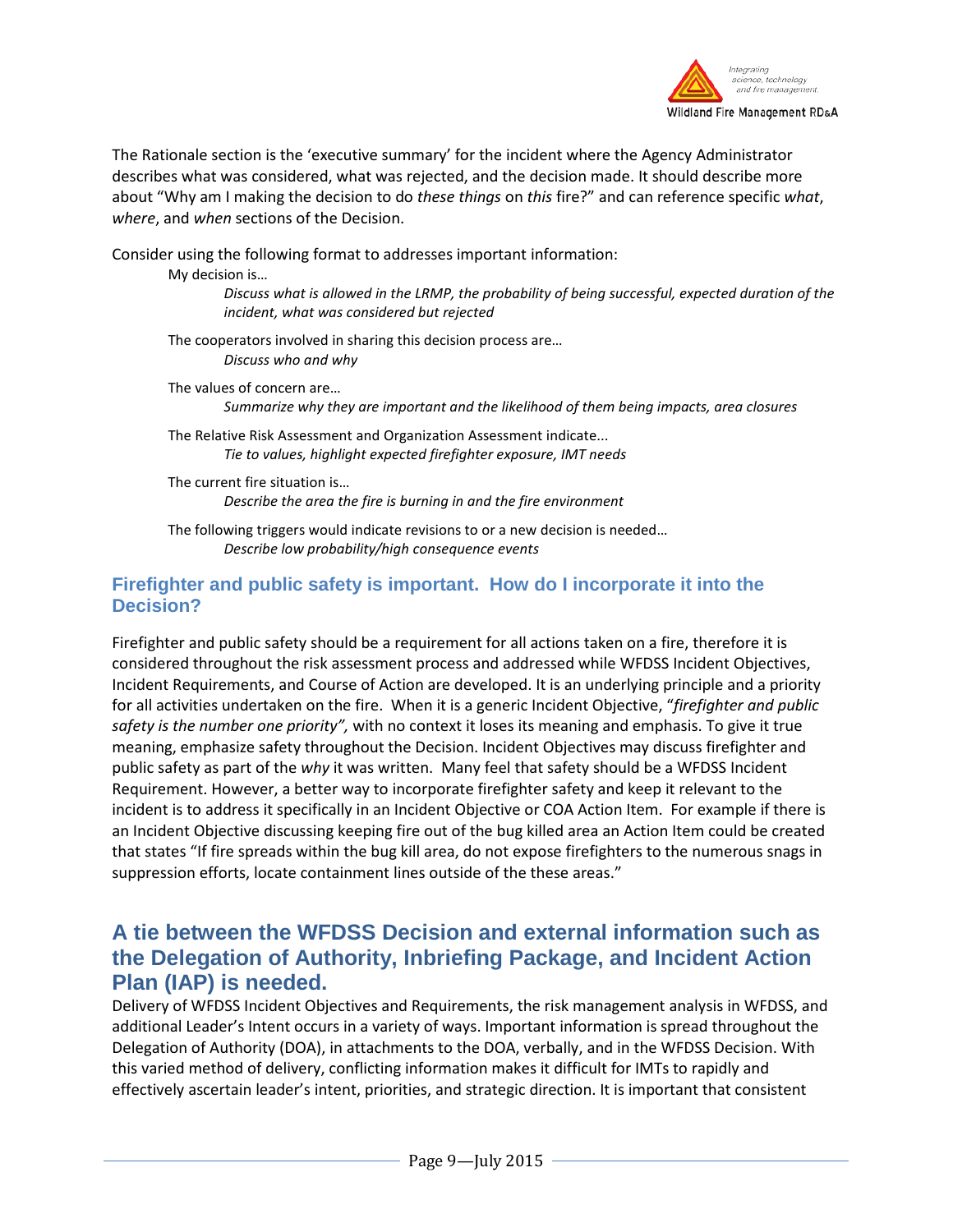The Rationale section is the 'executive summary' for the incident where the Agency Administrator describes what was considered, what was rejected, and the decision made. It should describe more about "Why am I making the decision to do *these things* on *this* fire?" and can reference specific *what*, *where*, and *when* sections of the Decision.

Consider using the following format to addresses important information:

My decision is…
> *Discuss what is allowed in the LRMP, the probability of being successful, expected duration of the incident, what was considered but rejected*

The cooperators involved in sharing this decision process are…
> *Discuss who and why*

The values of concern are…
> *Summarize why they are important and the likelihood of them being impacts, area closures*

The Relative Risk Assessment and Organization Assessment indicate...
> *Tie to values, highlight expected firefighter exposure, IMT needs*

The current fire situation is…
> *Describe the area the fire is burning in and the fire environment*

The following triggers would indicate revisions to or a new decision is needed…
> *Describe low probability/high consequence events*

### Firefighter and public safety is important. How do I incorporate it into the Decision?

Firefighter and public safety should be a requirement for all actions taken on a fire, therefore it is considered throughout the risk assessment process and addressed while WFDSS Incident Objectives, Incident Requirements, and Course of Action are developed. It is an underlying principle and a priority for all activities undertaken on the fire. When it is a generic Incident Objective, "*firefighter and public safety is the number one priority",* with no context it loses its meaning and emphasis. To give it true meaning, emphasize safety throughout the Decision. Incident Objectives may discuss firefighter and public safety as part of the *why* it was written. Many feel that safety should be a WFDSS Incident Requirement. However, a better way to incorporate firefighter safety and keep it relevant to the incident is to address it specifically in an Incident Objective or COA Action Item. For example if there is an Incident Objective discussing keeping fire out of the bug killed area an Action Item could be created that states "If fire spreads within the bug kill area, do not expose firefighters to the numerous snags in suppression efforts, locate containment lines outside of the these areas."

## A tie between the WFDSS Decision and external information such as the Delegation of Authority, Inbriefing Package, and Incident Action Plan (IAP) is needed.

Delivery of WFDSS Incident Objectives and Requirements, the risk management analysis in WFDSS, and additional Leader's Intent occurs in a variety of ways. Important information is spread throughout the Delegation of Authority (DOA), in attachments to the DOA, verbally, and in the WFDSS Decision. With this varied method of delivery, conflicting information makes it difficult for IMTs to rapidly and effectively ascertain leader's intent, priorities, and strategic direction. It is important that consistent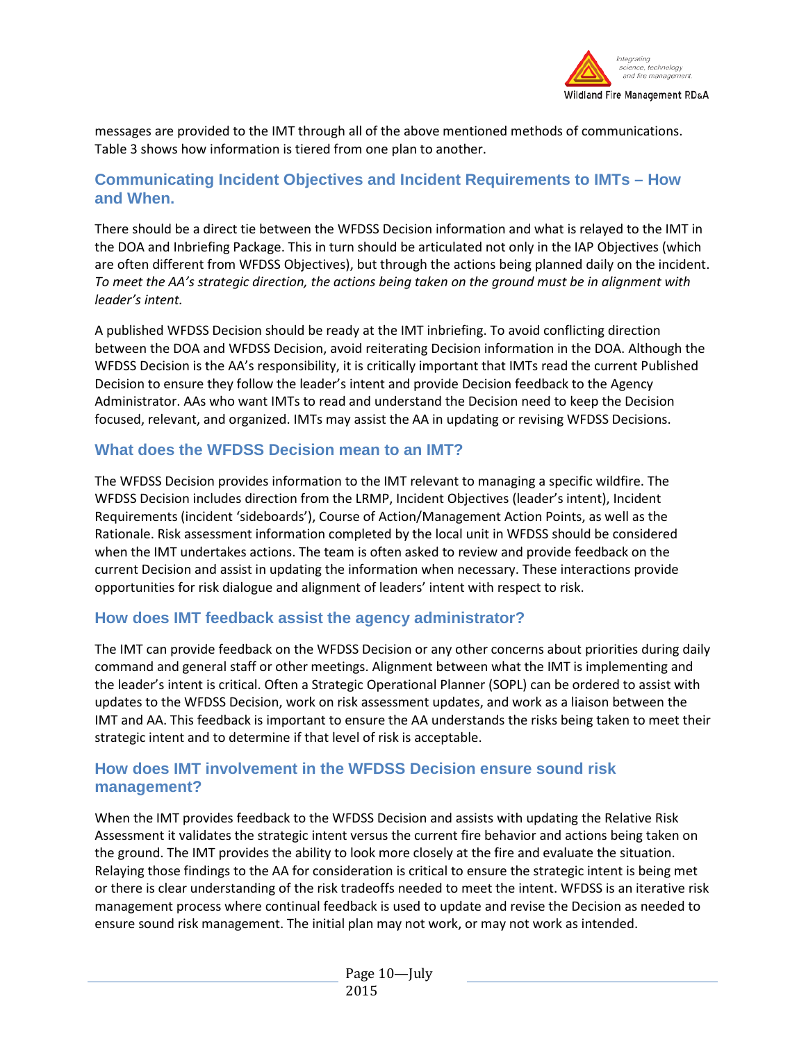messages are provided to the IMT through all of the above mentioned methods of communications. Table 3 shows how information is tiered from one plan to another.

## Communicating Incident Objectives and Incident Requirements to IMTs – How and When.

There should be a direct tie between the WFDSS Decision information and what is relayed to the IMT in the DOA and Inbriefing Package. This in turn should be articulated not only in the IAP Objectives (which are often different from WFDSS Objectives), but through the actions being planned daily on the incident. *To meet the AA's strategic direction, the actions being taken on the ground must be in alignment with leader's intent.*

A published WFDSS Decision should be ready at the IMT inbriefing. To avoid conflicting direction between the DOA and WFDSS Decision, avoid reiterating Decision information in the DOA. Although the WFDSS Decision is the AA's responsibility, it is critically important that IMTs read the current Published Decision to ensure they follow the leader's intent and provide Decision feedback to the Agency Administrator. AAs who want IMTs to read and understand the Decision need to keep the Decision focused, relevant, and organized. IMTs may assist the AA in updating or revising WFDSS Decisions.

## What does the WFDSS Decision mean to an IMT?

The WFDSS Decision provides information to the IMT relevant to managing a specific wildfire. The WFDSS Decision includes direction from the LRMP, Incident Objectives (leader's intent), Incident Requirements (incident 'sideboards'), Course of Action/Management Action Points, as well as the Rationale. Risk assessment information completed by the local unit in WFDSS should be considered when the IMT undertakes actions. The team is often asked to review and provide feedback on the current Decision and assist in updating the information when necessary. These interactions provide opportunities for risk dialogue and alignment of leaders' intent with respect to risk.

## How does IMT feedback assist the agency administrator?

The IMT can provide feedback on the WFDSS Decision or any other concerns about priorities during daily command and general staff or other meetings. Alignment between what the IMT is implementing and the leader's intent is critical. Often a Strategic Operational Planner (SOPL) can be ordered to assist with updates to the WFDSS Decision, work on risk assessment updates, and work as a liaison between the IMT and AA. This feedback is important to ensure the AA understands the risks being taken to meet their strategic intent and to determine if that level of risk is acceptable.

## How does IMT involvement in the WFDSS Decision ensure sound risk management?

When the IMT provides feedback to the WFDSS Decision and assists with updating the Relative Risk Assessment it validates the strategic intent versus the current fire behavior and actions being taken on the ground. The IMT provides the ability to look more closely at the fire and evaluate the situation. Relaying those findings to the AA for consideration is critical to ensure the strategic intent is being met or there is clear understanding of the risk tradeoffs needed to meet the intent. WFDSS is an iterative risk management process where continual feedback is used to update and revise the Decision as needed to ensure sound risk management. The initial plan may not work, or may not work as intended.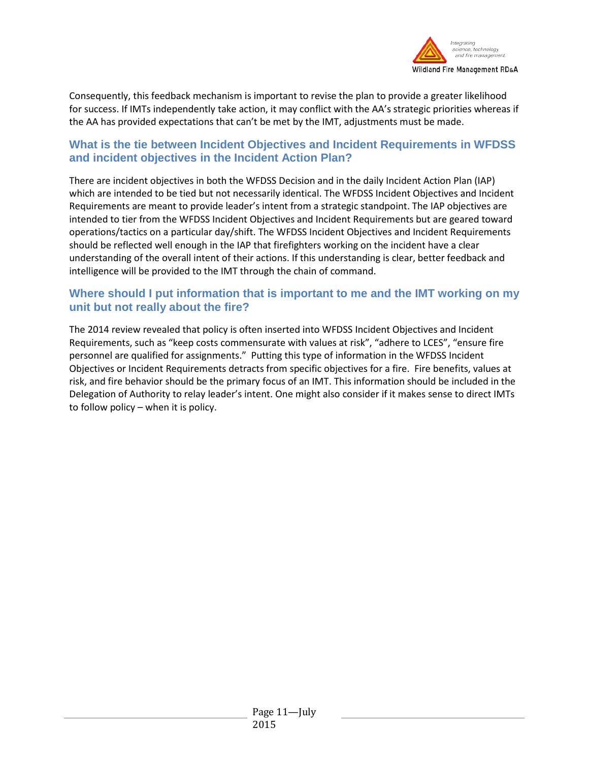Consequently, this feedback mechanism is important to revise the plan to provide a greater likelihood for success. If IMTs independently take action, it may conflict with the AA's strategic priorities whereas if the AA has provided expectations that can't be met by the IMT, adjustments must be made.

## What is the tie between Incident Objectives and Incident Requirements in WFDSS and incident objectives in the Incident Action Plan?

There are incident objectives in both the WFDSS Decision and in the daily Incident Action Plan (IAP) which are intended to be tied but not necessarily identical. The WFDSS Incident Objectives and Incident Requirements are meant to provide leader's intent from a strategic standpoint. The IAP objectives are intended to tier from the WFDSS Incident Objectives and Incident Requirements but are geared toward operations/tactics on a particular day/shift. The WFDSS Incident Objectives and Incident Requirements should be reflected well enough in the IAP that firefighters working on the incident have a clear understanding of the overall intent of their actions. If this understanding is clear, better feedback and intelligence will be provided to the IMT through the chain of command.

## Where should I put information that is important to me and the IMT working on my unit but not really about the fire?

The 2014 review revealed that policy is often inserted into WFDSS Incident Objectives and Incident Requirements, such as "keep costs commensurate with values at risk", "adhere to LCES", "ensure fire personnel are qualified for assignments." Putting this type of information in the WFDSS Incident Objectives or Incident Requirements detracts from specific objectives for a fire. Fire benefits, values at risk, and fire behavior should be the primary focus of an IMT. This information should be included in the Delegation of Authority to relay leader's intent. One might also consider if it makes sense to direct IMTs to follow policy – when it is policy.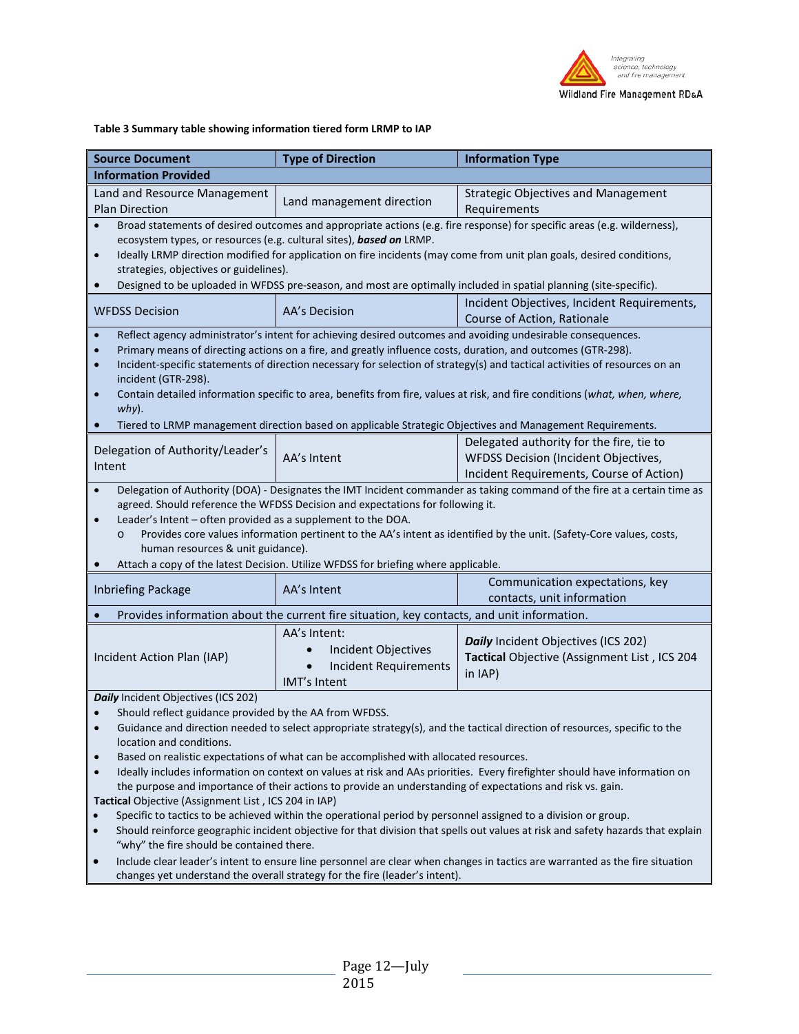**Table 3 Summary table showing information tiered form LRMP to IAP**

| Source Document | Type of Direction | Information Type |
|---|---|---|
| **Information Provided** | | |
| Land and Resource Management Plan Direction | Land management direction | Strategic Objectives and Management Requirements |
| • Broad statements of desired outcomes and appropriate actions (e.g. fire response) for specific areas (e.g. wilderness), ecosystem types, or resources (e.g. cultural sites), ***based on*** LRMP.<br>• Ideally LRMP direction modified for application on fire incidents (may come from unit plan goals, desired conditions, strategies, objectives or guidelines).<br>• Designed to be uploaded in WFDSS pre-season, and most are optimally included in spatial planning (site-specific). | | |
| WFDSS Decision | AA's Decision | Incident Objectives, Incident Requirements, Course of Action, Rationale |
| • Reflect agency administrator's intent for achieving desired outcomes and avoiding undesirable consequences.<br>• Primary means of directing actions on a fire, and greatly influence costs, duration, and outcomes (GTR-298).<br>• Incident-specific statements of direction necessary for selection of strategy(s) and tactical activities of resources on an incident (GTR-298).<br>• Contain detailed information specific to area, benefits from fire, values at risk, and fire conditions (*what, when, where, why*).<br>• Tiered to LRMP management direction based on applicable Strategic Objectives and Management Requirements. | | |
| Delegation of Authority/Leader's Intent | AA's Intent | Delegated authority for the fire, tie to WFDSS Decision (Incident Objectives, Incident Requirements, Course of Action) |
| • Delegation of Authority (DOA) - Designates the IMT Incident commander as taking command of the fire at a certain time as agreed. Should reference the WFDSS Decision and expectations for following it.<br>• Leader's Intent – often provided as a supplement to the DOA.<br>&nbsp;&nbsp;&nbsp;&nbsp;o Provides core values information pertinent to the AA's intent as identified by the unit. (Safety-Core values, costs, human resources & unit guidance).<br>• Attach a copy of the latest Decision. Utilize WFDSS for briefing where applicable. | | |
| Inbriefing Package | AA's Intent | Communication expectations, key contacts, unit information |
| • Provides information about the current fire situation, key contacts, and unit information. | | |
| Incident Action Plan (IAP) | AA's Intent:<br>• Incident Objectives<br>• Incident Requirements<br>IMT's Intent | ***Daily*** Incident Objectives (ICS 202)<br>**Tactical** Objective (Assignment List , ICS 204 in IAP) |
| ***Daily*** Incident Objectives (ICS 202)<br>• Should reflect guidance provided by the AA from WFDSS.<br>• Guidance and direction needed to select appropriate strategy(s), and the tactical direction of resources, specific to the location and conditions.<br>• Based on realistic expectations of what can be accomplished with allocated resources.<br>• Ideally includes information on context on values at risk and AAs priorities. Every firefighter should have information on the purpose and importance of their actions to provide an understanding of expectations and risk vs. gain.<br>**Tactical** Objective (Assignment List , ICS 204 in IAP)<br>• Specific to tactics to be achieved within the operational period by personnel assigned to a division or group.<br>• Should reinforce geographic incident objective for that division that spells out values at risk and safety hazards that explain "why" the fire should be contained there.<br>• Include clear leader's intent to ensure line personnel are clear when changes in tactics are warranted as the fire situation changes yet understand the overall strategy for the fire (leader's intent). | | |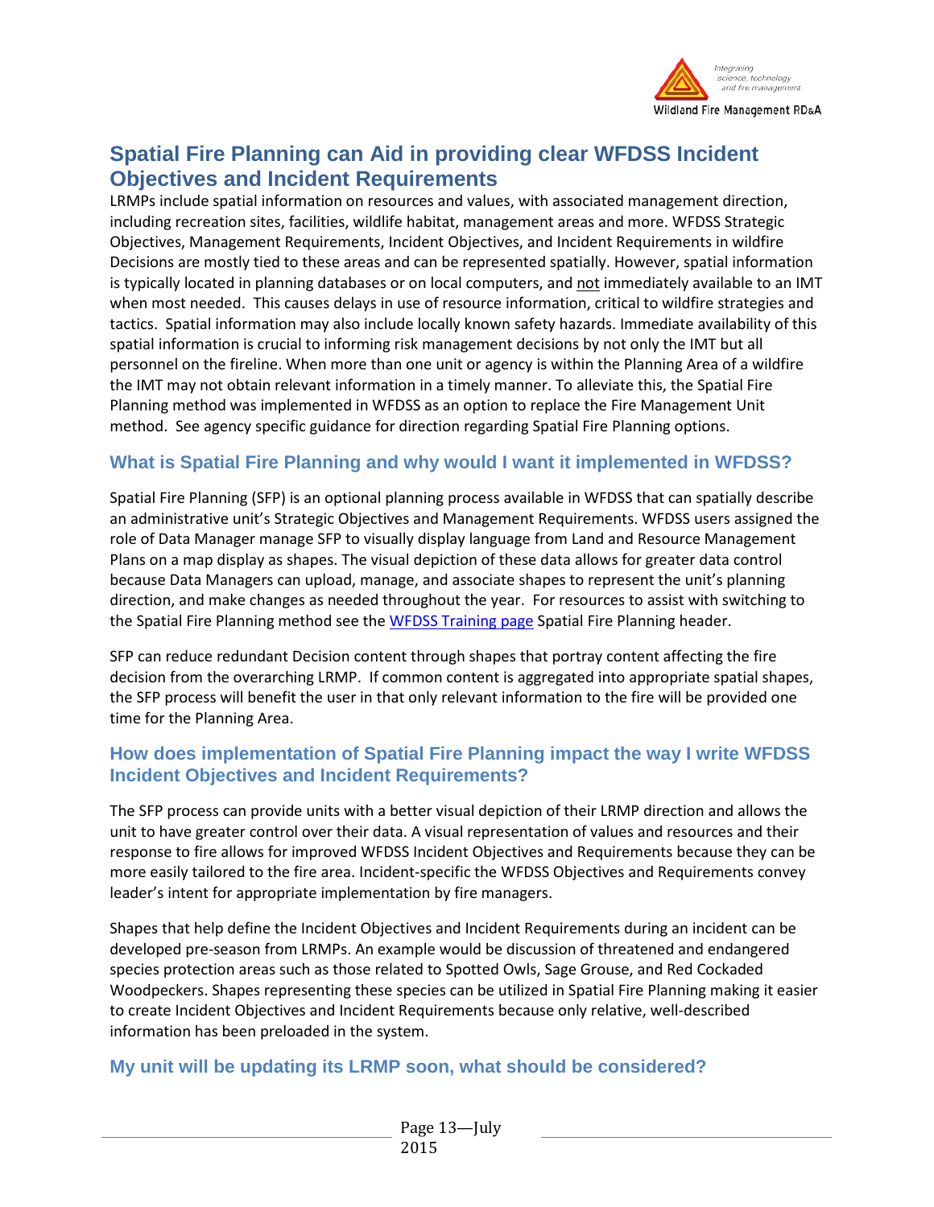## Spatial Fire Planning can Aid in providing clear WFDSS Incident Objectives and Incident Requirements

LRMPs include spatial information on resources and values, with associated management direction, including recreation sites, facilities, wildlife habitat, management areas and more. WFDSS Strategic Objectives, Management Requirements, Incident Objectives, and Incident Requirements in wildfire Decisions are mostly tied to these areas and can be represented spatially. However, spatial information is typically located in planning databases or on local computers, and not immediately available to an IMT when most needed. This causes delays in use of resource information, critical to wildfire strategies and tactics. Spatial information may also include locally known safety hazards. Immediate availability of this spatial information is crucial to informing risk management decisions by not only the IMT but all personnel on the fireline. When more than one unit or agency is within the Planning Area of a wildfire the IMT may not obtain relevant information in a timely manner. To alleviate this, the Spatial Fire Planning method was implemented in WFDSS as an option to replace the Fire Management Unit method. See agency specific guidance for direction regarding Spatial Fire Planning options.

### What is Spatial Fire Planning and why would I want it implemented in WFDSS?

Spatial Fire Planning (SFP) is an optional planning process available in WFDSS that can spatially describe an administrative unit's Strategic Objectives and Management Requirements. WFDSS users assigned the role of Data Manager manage SFP to visually display language from Land and Resource Management Plans on a map display as shapes. The visual depiction of these data allows for greater data control because Data Managers can upload, manage, and associate shapes to represent the unit's planning direction, and make changes as needed throughout the year. For resources to assist with switching to the Spatial Fire Planning method see the WFDSS Training page Spatial Fire Planning header.

SFP can reduce redundant Decision content through shapes that portray content affecting the fire decision from the overarching LRMP. If common content is aggregated into appropriate spatial shapes, the SFP process will benefit the user in that only relevant information to the fire will be provided one time for the Planning Area.

### How does implementation of Spatial Fire Planning impact the way I write WFDSS Incident Objectives and Incident Requirements?

The SFP process can provide units with a better visual depiction of their LRMP direction and allows the unit to have greater control over their data. A visual representation of values and resources and their response to fire allows for improved WFDSS Incident Objectives and Requirements because they can be more easily tailored to the fire area. Incident-specific the WFDSS Objectives and Requirements convey leader's intent for appropriate implementation by fire managers.

Shapes that help define the Incident Objectives and Incident Requirements during an incident can be developed pre-season from LRMPs. An example would be discussion of threatened and endangered species protection areas such as those related to Spotted Owls, Sage Grouse, and Red Cockaded Woodpeckers. Shapes representing these species can be utilized in Spatial Fire Planning making it easier to create Incident Objectives and Incident Requirements because only relative, well-described information has been preloaded in the system.

### My unit will be updating its LRMP soon, what should be considered?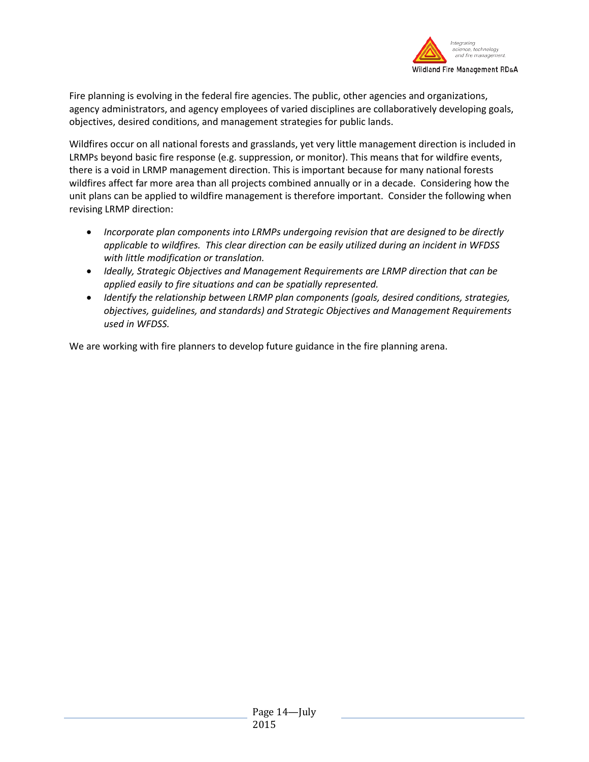Fire planning is evolving in the federal fire agencies. The public, other agencies and organizations, agency administrators, and agency employees of varied disciplines are collaboratively developing goals, objectives, desired conditions, and management strategies for public lands.

Wildfires occur on all national forests and grasslands, yet very little management direction is included in LRMPs beyond basic fire response (e.g. suppression, or monitor). This means that for wildfire events, there is a void in LRMP management direction. This is important because for many national forests wildfires affect far more area than all projects combined annually or in a decade. Considering how the unit plans can be applied to wildfire management is therefore important. Consider the following when revising LRMP direction:

- *Incorporate plan components into LRMPs undergoing revision that are designed to be directly applicable to wildfires. This clear direction can be easily utilized during an incident in WFDSS with little modification or translation.*
- *Ideally, Strategic Objectives and Management Requirements are LRMP direction that can be applied easily to fire situations and can be spatially represented.*
- *Identify the relationship between LRMP plan components (goals, desired conditions, strategies, objectives, guidelines, and standards) and Strategic Objectives and Management Requirements used in WFDSS.*

We are working with fire planners to develop future guidance in the fire planning arena.